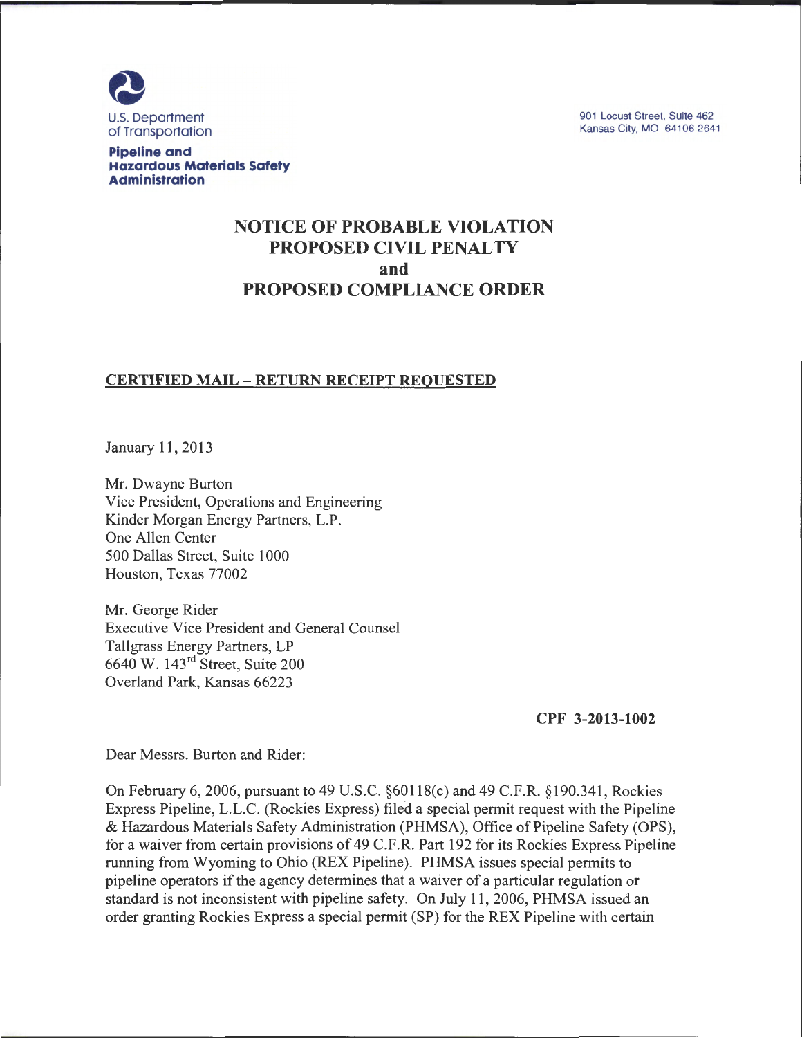U.S. Department of Transportation

**Pipeline and Hazardous Materials Safety Administration**

901 Locust Street, Suite 462
Kansas City, MO 64106-2641

# NOTICE OF PROBABLE VIOLATION
# PROPOSED CIVIL PENALTY
# and
# PROPOSED COMPLIANCE ORDER

**CERTIFIED MAIL – RETURN RECEIPT REQUESTED**

January 11, 2013

Mr. Dwayne Burton
Vice President, Operations and Engineering
Kinder Morgan Energy Partners, L.P.
One Allen Center
500 Dallas Street, Suite 1000
Houston, Texas 77002

Mr. George Rider
Executive Vice President and General Counsel
Tallgrass Energy Partners, LP
6640 W. 143rd Street, Suite 200
Overland Park, Kansas 66223

**CPF 3-2013-1002**

Dear Messrs. Burton and Rider:

On February 6, 2006, pursuant to 49 U.S.C. §60118(c) and 49 C.F.R. §190.341, Rockies Express Pipeline, L.L.C. (Rockies Express) filed a special permit request with the Pipeline & Hazardous Materials Safety Administration (PHMSA), Office of Pipeline Safety (OPS), for a waiver from certain provisions of 49 C.F.R. Part 192 for its Rockies Express Pipeline running from Wyoming to Ohio (REX Pipeline). PHMSA issues special permits to pipeline operators if the agency determines that a waiver of a particular regulation or standard is not inconsistent with pipeline safety. On July 11, 2006, PHMSA issued an order granting Rockies Express a special permit (SP) for the REX Pipeline with certain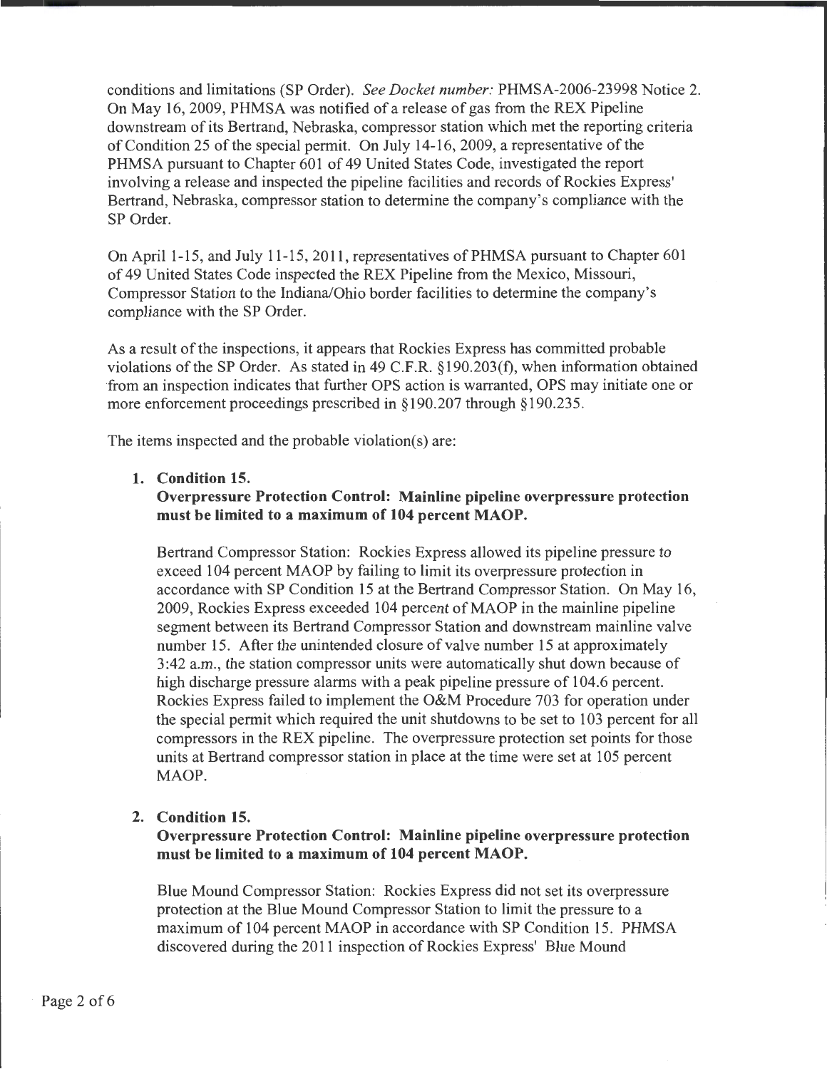conditions and limitations (SP Order). *See Docket number:* PHMSA-2006-23998 Notice 2. On May 16, 2009, PHMSA was notified of a release of gas from the REX Pipeline downstream of its Bertrand, Nebraska, compressor station which met the reporting criteria of Condition 25 of the special permit. On July 14-16, 2009, a representative of the PHMSA pursuant to Chapter 601 of 49 United States Code, investigated the report involving a release and inspected the pipeline facilities and records of Rockies Express' Bertrand, Nebraska, compressor station to determine the company's compliance with the SP Order.

On April 1-15, and July 11-15, 2011, representatives of PHMSA pursuant to Chapter 601 of 49 United States Code inspected the REX Pipeline from the Mexico, Missouri, Compressor Station to the Indiana/Ohio border facilities to determine the company's compliance with the SP Order.

As a result of the inspections, it appears that Rockies Express has committed probable violations of the SP Order. As stated in 49 C.F.R. §190.203(f), when information obtained from an inspection indicates that further OPS action is warranted, OPS may initiate one or more enforcement proceedings prescribed in §190.207 through §190.235.

The items inspected and the probable violation(s) are:

1. **Condition 15.**
   **Overpressure Protection Control: Mainline pipeline overpressure protection must be limited to a maximum of 104 percent MAOP.**

   Bertrand Compressor Station: Rockies Express allowed its pipeline pressure to exceed 104 percent MAOP by failing to limit its overpressure protection in accordance with SP Condition 15 at the Bertrand Compressor Station. On May 16, 2009, Rockies Express exceeded 104 percent of MAOP in the mainline pipeline segment between its Bertrand Compressor Station and downstream mainline valve number 15. After the unintended closure of valve number 15 at approximately 3:42 a.m., the station compressor units were automatically shut down because of high discharge pressure alarms with a peak pipeline pressure of 104.6 percent. Rockies Express failed to implement the O&M Procedure 703 for operation under the special permit which required the unit shutdowns to be set to 103 percent for all compressors in the REX pipeline. The overpressure protection set points for those units at Bertrand compressor station in place at the time were set at 105 percent MAOP.

2. **Condition 15.**
   **Overpressure Protection Control: Mainline pipeline overpressure protection must be limited to a maximum of 104 percent MAOP.**

   Blue Mound Compressor Station: Rockies Express did not set its overpressure protection at the Blue Mound Compressor Station to limit the pressure to a maximum of 104 percent MAOP in accordance with SP Condition 15. PHMSA discovered during the 2011 inspection of Rockies Express' Blue Mound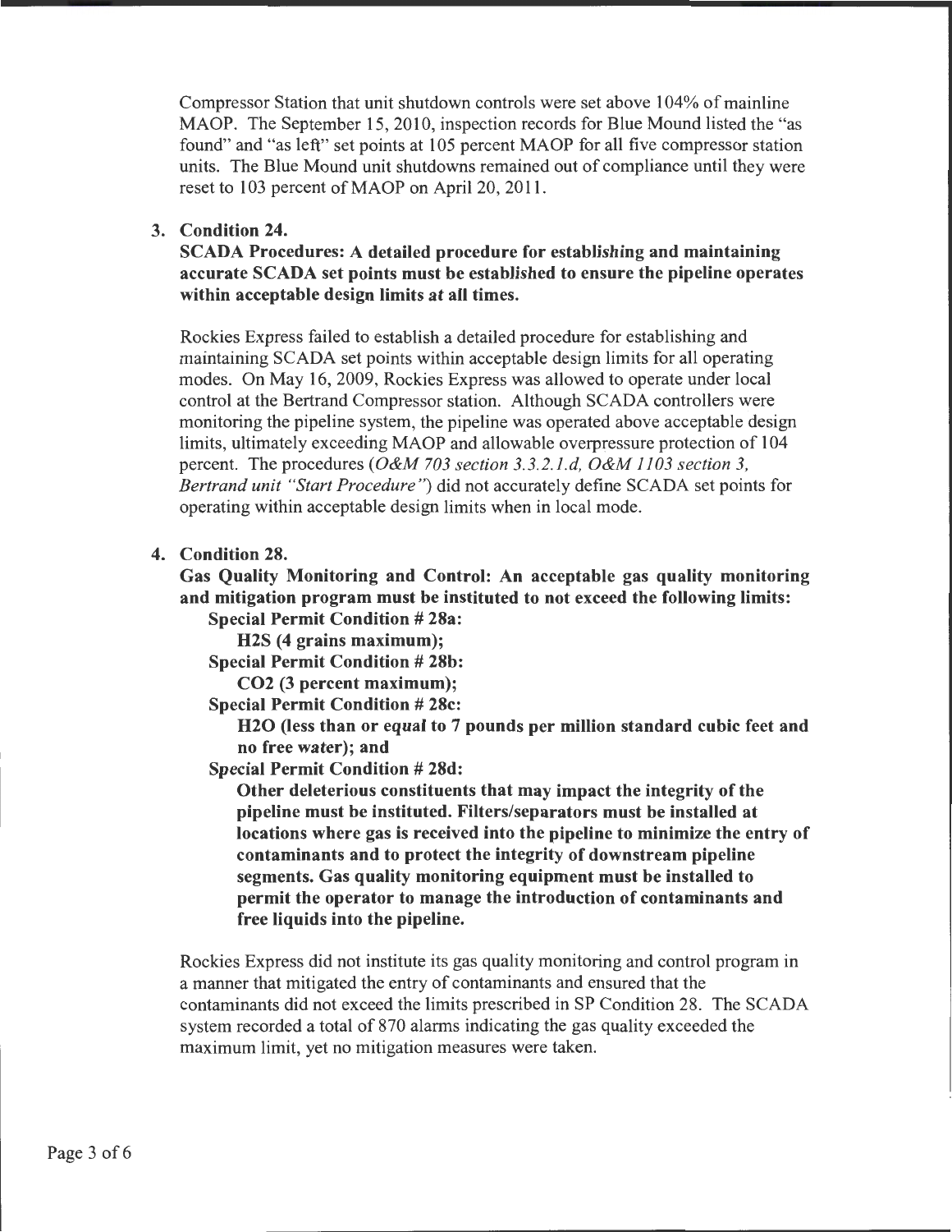Compressor Station that unit shutdown controls were set above 104% of mainline MAOP. The September 15, 2010, inspection records for Blue Mound listed the "as found" and "as left" set points at 105 percent MAOP for all five compressor station units. The Blue Mound unit shutdowns remained out of compliance until they were reset to 103 percent of MAOP on April 20, 2011.

3. **Condition 24.**

   **SCADA Procedures: A detailed procedure for establishing and maintaining accurate SCADA set points must be established to ensure the pipeline operates within acceptable design limits at all times.**

   Rockies Express failed to establish a detailed procedure for establishing and maintaining SCADA set points within acceptable design limits for all operating modes. On May 16, 2009, Rockies Express was allowed to operate under local control at the Bertrand Compressor station. Although SCADA controllers were monitoring the pipeline system, the pipeline was operated above acceptable design limits, ultimately exceeding MAOP and allowable overpressure protection of 104 percent. The procedures (*O&M 703 section 3.3.2.1.d, O&M 1103 section 3, Bertrand unit "Start Procedure"*) did not accurately define SCADA set points for operating within acceptable design limits when in local mode.

4. **Condition 28.**

   **Gas Quality Monitoring and Control: An acceptable gas quality monitoring and mitigation program must be instituted to not exceed the following limits:**

   **Special Permit Condition # 28a:**

   **$H_2S$ (4 grains maximum);**

   **Special Permit Condition # 28b:**

   **$CO_2$ (3 percent maximum);**

   **Special Permit Condition # 28c:**

   **$H_2O$ (less than or equal to 7 pounds per million standard cubic feet and no free water); and**

   **Special Permit Condition # 28d:**

   **Other deleterious constituents that may impact the integrity of the pipeline must be instituted. Filters/separators must be installed at locations where gas is received into the pipeline to minimize the entry of contaminants and to protect the integrity of downstream pipeline segments. Gas quality monitoring equipment must be installed to permit the operator to manage the introduction of contaminants and free liquids into the pipeline.**

   Rockies Express did not institute its gas quality monitoring and control program in a manner that mitigated the entry of contaminants and ensured that the contaminants did not exceed the limits prescribed in SP Condition 28. The SCADA system recorded a total of 870 alarms indicating the gas quality exceeded the maximum limit, yet no mitigation measures were taken.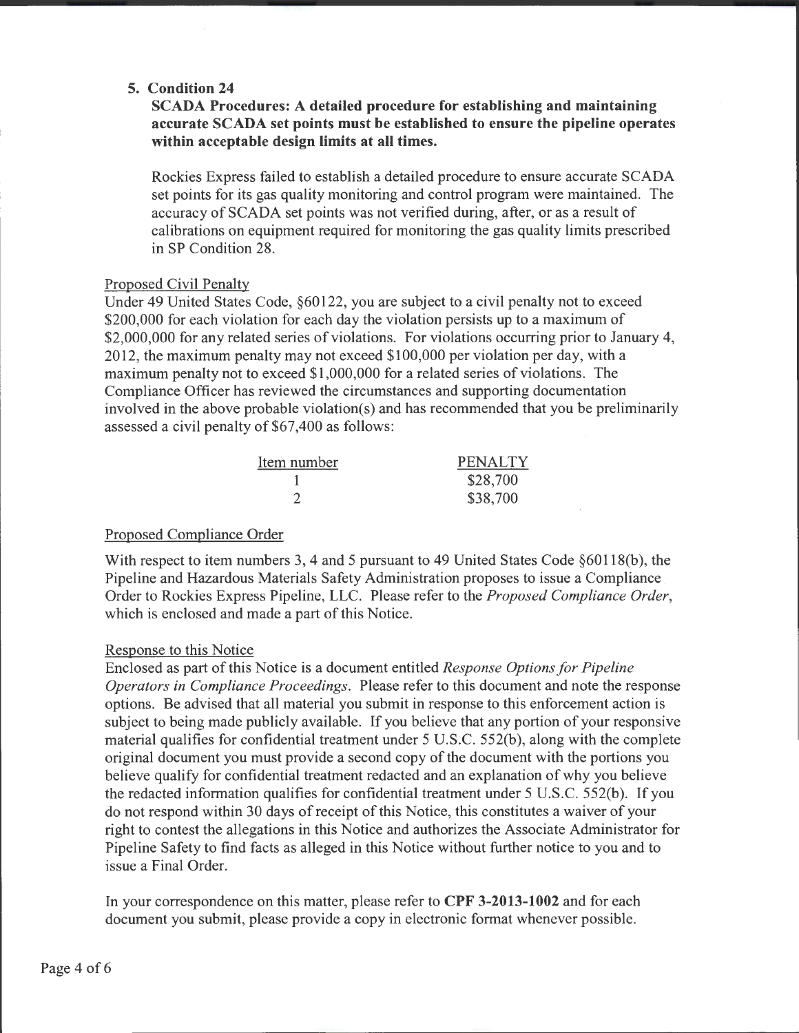**5. Condition 24**

**SCADA Procedures: A detailed procedure for establishing and maintaining accurate SCADA set points must be established to ensure the pipeline operates within acceptable design limits at all times.**

Rockies Express failed to establish a detailed procedure to ensure accurate SCADA set points for its gas quality monitoring and control program were maintained. The accuracy of SCADA set points was not verified during, after, or as a result of calibrations on equipment required for monitoring the gas quality limits prescribed in SP Condition 28.

Proposed Civil Penalty

Under 49 United States Code, §60122, you are subject to a civil penalty not to exceed \$200,000 for each violation for each day the violation persists up to a maximum of \$2,000,000 for any related series of violations. For violations occurring prior to January 4, 2012, the maximum penalty may not exceed \$100,000 per violation per day, with a maximum penalty not to exceed \$1,000,000 for a related series of violations. The Compliance Officer has reviewed the circumstances and supporting documentation involved in the above probable violation(s) and has recommended that you be preliminarily assessed a civil penalty of \$67,400 as follows:

| Item number | PENALTY |
|---|---|
| 1 | \$28,700 |
| 2 | \$38,700 |

Proposed Compliance Order

With respect to item numbers 3, 4 and 5 pursuant to 49 United States Code §60118(b), the Pipeline and Hazardous Materials Safety Administration proposes to issue a Compliance Order to Rockies Express Pipeline, LLC. Please refer to the *Proposed Compliance Order*, which is enclosed and made a part of this Notice.

Response to this Notice

Enclosed as part of this Notice is a document entitled *Response Options for Pipeline Operators in Compliance Proceedings*. Please refer to this document and note the response options. Be advised that all material you submit in response to this enforcement action is subject to being made publicly available. If you believe that any portion of your responsive material qualifies for confidential treatment under 5 U.S.C. 552(b), along with the complete original document you must provide a second copy of the document with the portions you believe qualify for confidential treatment redacted and an explanation of why you believe the redacted information qualifies for confidential treatment under 5 U.S.C. 552(b). If you do not respond within 30 days of receipt of this Notice, this constitutes a waiver of your right to contest the allegations in this Notice and authorizes the Associate Administrator for Pipeline Safety to find facts as alleged in this Notice without further notice to you and to issue a Final Order.

In your correspondence on this matter, please refer to **CPF 3-2013-1002** and for each document you submit, please provide a copy in electronic format whenever possible.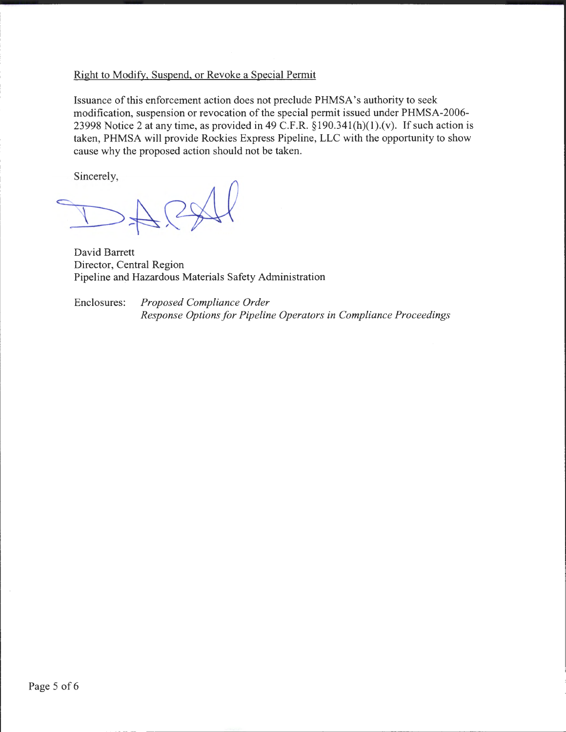Right to Modify, Suspend, or Revoke a Special Permit

Issuance of this enforcement action does not preclude PHMSA's authority to seek modification, suspension or revocation of the special permit issued under PHMSA-2006-23998 Notice 2 at any time, as provided in 49 C.F.R. §190.341(h)(1).(v). If such action is taken, PHMSA will provide Rockies Express Pipeline, LLC with the opportunity to show cause why the proposed action should not be taken.

Sincerely,

David Barrett
Director, Central Region
Pipeline and Hazardous Materials Safety Administration

Enclosures: *Proposed Compliance Order*
*Response Options for Pipeline Operators in Compliance Proceedings*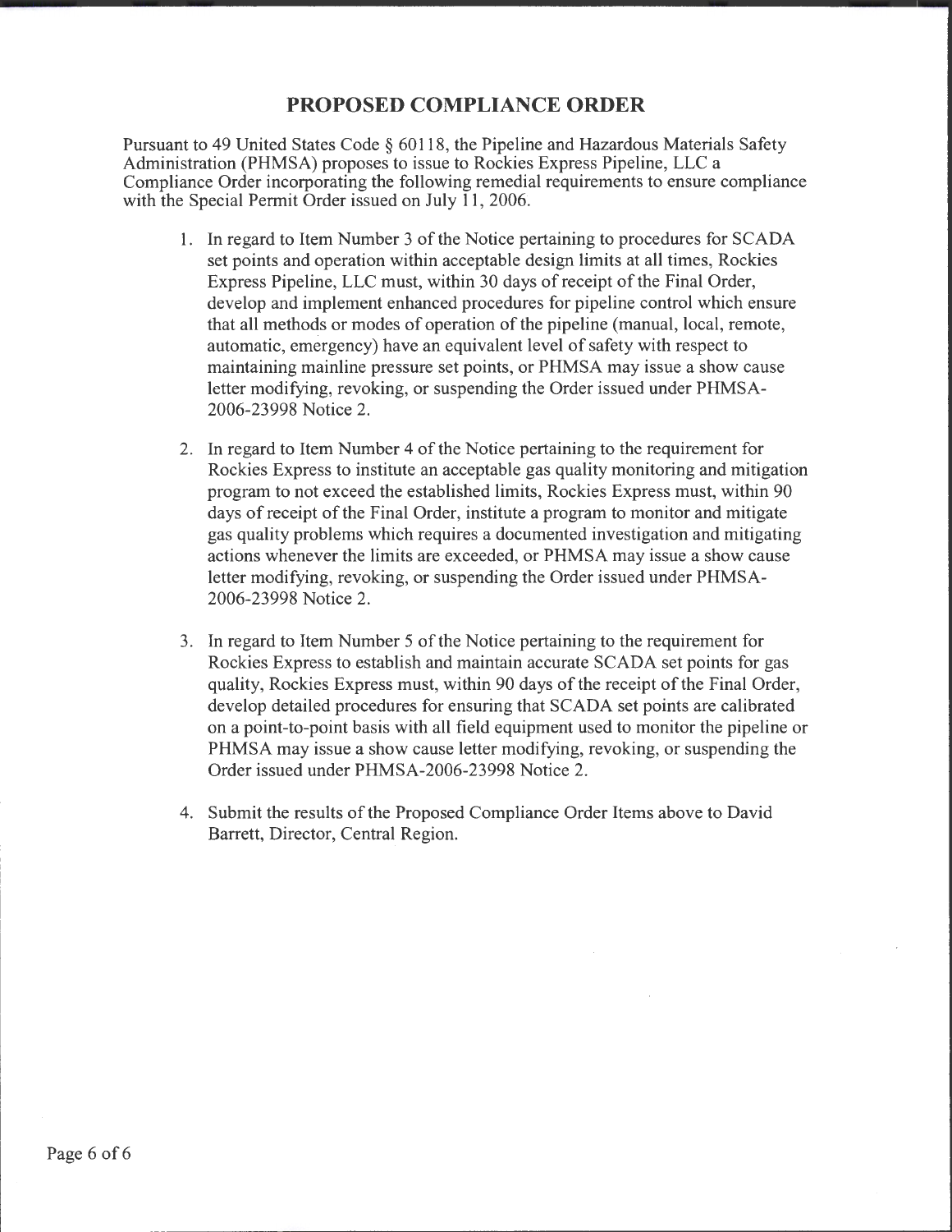## PROPOSED COMPLIANCE ORDER

Pursuant to 49 United States Code § 60118, the Pipeline and Hazardous Materials Safety Administration (PHMSA) proposes to issue to Rockies Express Pipeline, LLC a Compliance Order incorporating the following remedial requirements to ensure compliance with the Special Permit Order issued on July 11, 2006.

1. In regard to Item Number 3 of the Notice pertaining to procedures for SCADA set points and operation within acceptable design limits at all times, Rockies Express Pipeline, LLC must, within 30 days of receipt of the Final Order, develop and implement enhanced procedures for pipeline control which ensure that all methods or modes of operation of the pipeline (manual, local, remote, automatic, emergency) have an equivalent level of safety with respect to maintaining mainline pressure set points, or PHMSA may issue a show cause letter modifying, revoking, or suspending the Order issued under PHMSA-2006-23998 Notice 2.

2. In regard to Item Number 4 of the Notice pertaining to the requirement for Rockies Express to institute an acceptable gas quality monitoring and mitigation program to not exceed the established limits, Rockies Express must, within 90 days of receipt of the Final Order, institute a program to monitor and mitigate gas quality problems which requires a documented investigation and mitigating actions whenever the limits are exceeded, or PHMSA may issue a show cause letter modifying, revoking, or suspending the Order issued under PHMSA-2006-23998 Notice 2.

3. In regard to Item Number 5 of the Notice pertaining to the requirement for Rockies Express to establish and maintain accurate SCADA set points for gas quality, Rockies Express must, within 90 days of the receipt of the Final Order, develop detailed procedures for ensuring that SCADA set points are calibrated on a point-to-point basis with all field equipment used to monitor the pipeline or PHMSA may issue a show cause letter modifying, revoking, or suspending the Order issued under PHMSA-2006-23998 Notice 2.

4. Submit the results of the Proposed Compliance Order Items above to David Barrett, Director, Central Region.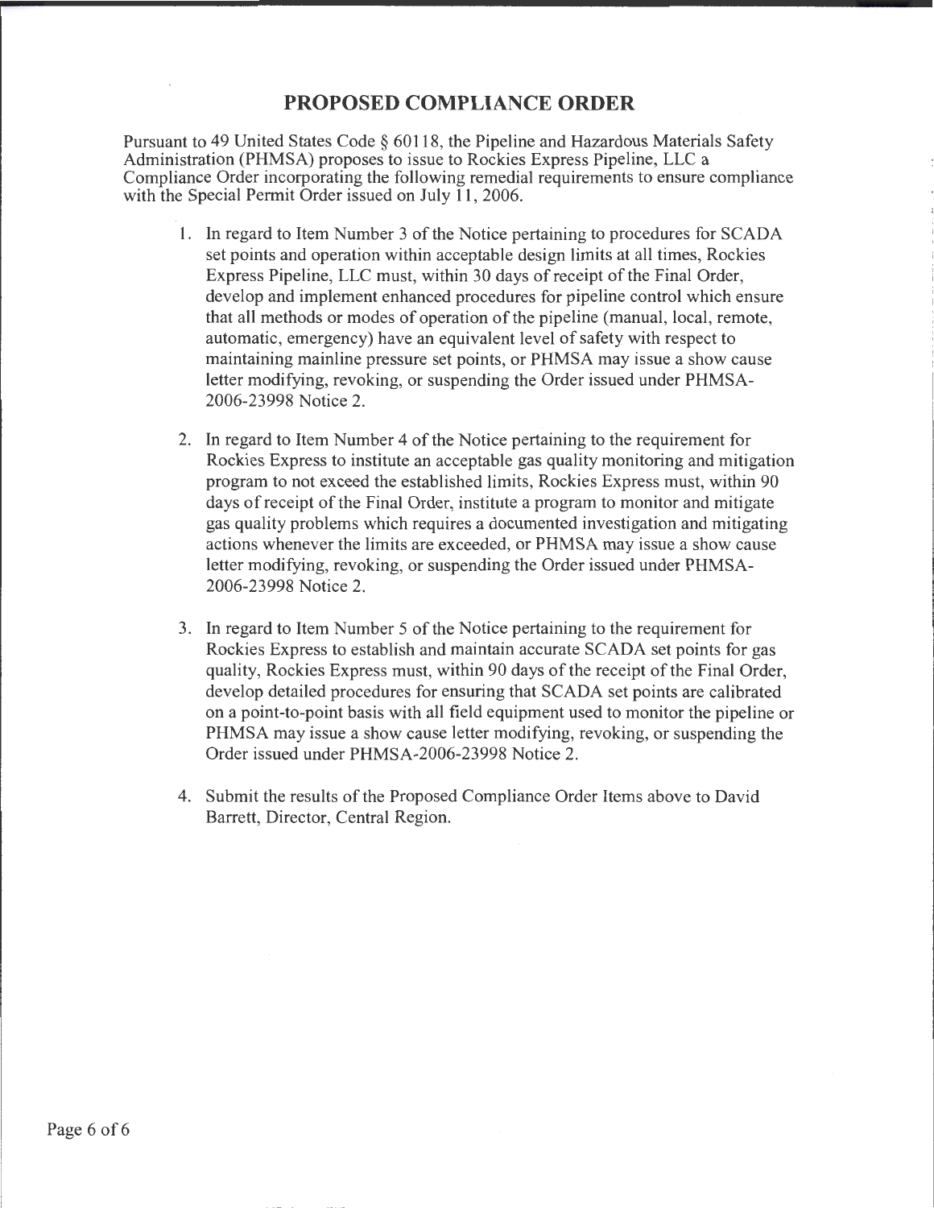# PROPOSED COMPLIANCE ORDER

Pursuant to 49 United States Code § 60118, the Pipeline and Hazardous Materials Safety Administration (PHMSA) proposes to issue to Rockies Express Pipeline, LLC a Compliance Order incorporating the following remedial requirements to ensure compliance with the Special Permit Order issued on July 11, 2006.

1. In regard to Item Number 3 of the Notice pertaining to procedures for SCADA set points and operation within acceptable design limits at all times, Rockies Express Pipeline, LLC must, within 30 days of receipt of the Final Order, develop and implement enhanced procedures for pipeline control which ensure that all methods or modes of operation of the pipeline (manual, local, remote, automatic, emergency) have an equivalent level of safety with respect to maintaining mainline pressure set points, or PHMSA may issue a show cause letter modifying, revoking, or suspending the Order issued under PHMSA-2006-23998 Notice 2.

2. In regard to Item Number 4 of the Notice pertaining to the requirement for Rockies Express to institute an acceptable gas quality monitoring and mitigation program to not exceed the established limits, Rockies Express must, within 90 days of receipt of the Final Order, institute a program to monitor and mitigate gas quality problems which requires a documented investigation and mitigating actions whenever the limits are exceeded, or PHMSA may issue a show cause letter modifying, revoking, or suspending the Order issued under PHMSA-2006-23998 Notice 2.

3. In regard to Item Number 5 of the Notice pertaining to the requirement for Rockies Express to establish and maintain accurate SCADA set points for gas quality, Rockies Express must, within 90 days of the receipt of the Final Order, develop detailed procedures for ensuring that SCADA set points are calibrated on a point-to-point basis with all field equipment used to monitor the pipeline or PHMSA may issue a show cause letter modifying, revoking, or suspending the Order issued under PHMSA-2006-23998 Notice 2.

4. Submit the results of the Proposed Compliance Order Items above to David Barrett, Director, Central Region.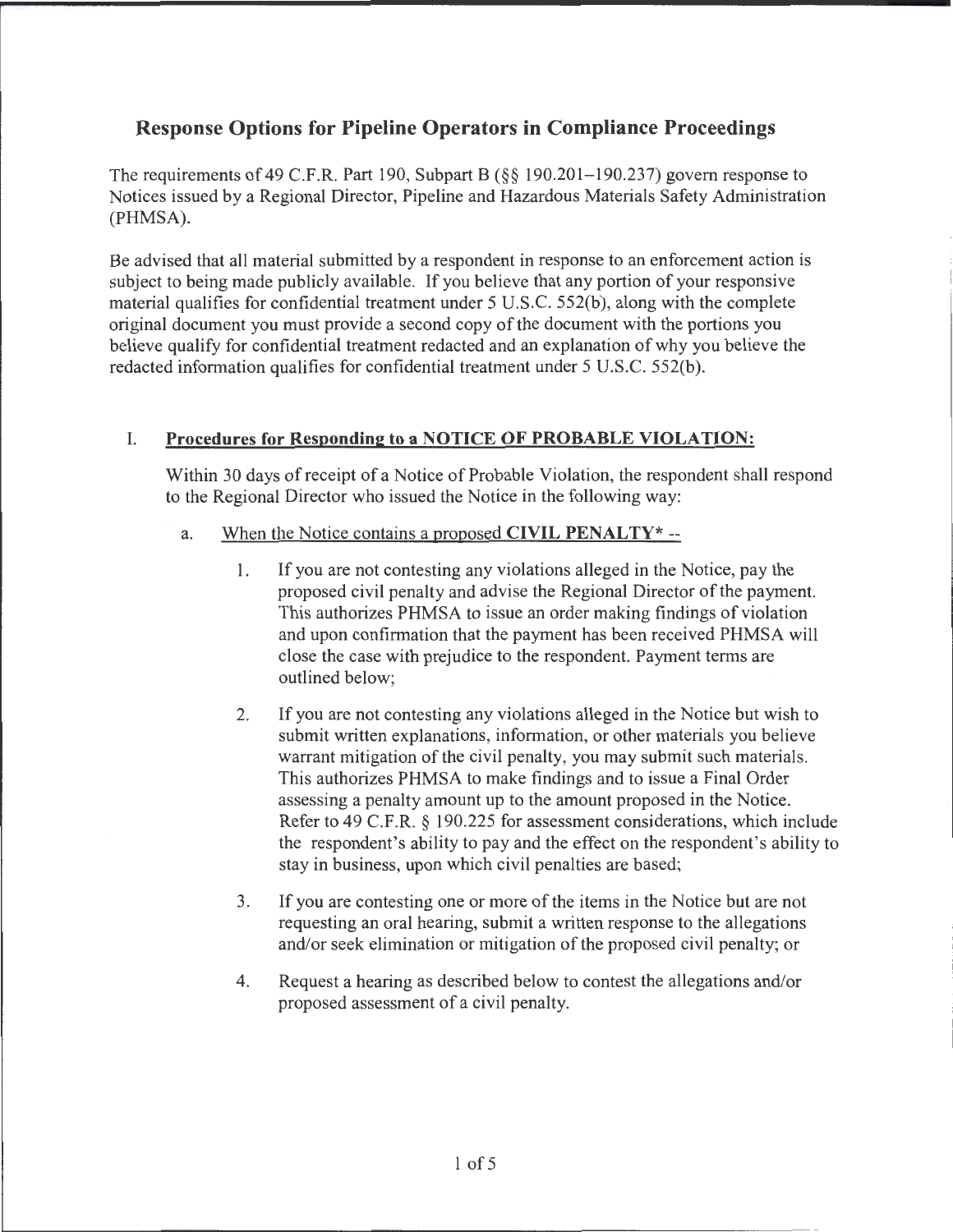## Response Options for Pipeline Operators in Compliance Proceedings

The requirements of 49 C.F.R. Part 190, Subpart B (§§ 190.201–190.237) govern response to Notices issued by a Regional Director, Pipeline and Hazardous Materials Safety Administration (PHMSA).

Be advised that all material submitted by a respondent in response to an enforcement action is subject to being made publicly available. If you believe that any portion of your responsive material qualifies for confidential treatment under 5 U.S.C. 552(b), along with the complete original document you must provide a second copy of the document with the portions you believe qualify for confidential treatment redacted and an explanation of why you believe the redacted information qualifies for confidential treatment under 5 U.S.C. 552(b).

### I. Procedures for Responding to a NOTICE OF PROBABLE VIOLATION:

Within 30 days of receipt of a Notice of Probable Violation, the respondent shall respond to the Regional Director who issued the Notice in the following way:

a. When the Notice contains a proposed **CIVIL PENALTY*** --

1. If you are not contesting any violations alleged in the Notice, pay the proposed civil penalty and advise the Regional Director of the payment. This authorizes PHMSA to issue an order making findings of violation and upon confirmation that the payment has been received PHMSA will close the case with prejudice to the respondent. Payment terms are outlined below;

2. If you are not contesting any violations alleged in the Notice but wish to submit written explanations, information, or other materials you believe warrant mitigation of the civil penalty, you may submit such materials. This authorizes PHMSA to make findings and to issue a Final Order assessing a penalty amount up to the amount proposed in the Notice. Refer to 49 C.F.R. § 190.225 for assessment considerations, which include the respondent's ability to pay and the effect on the respondent's ability to stay in business, upon which civil penalties are based;

3. If you are contesting one or more of the items in the Notice but are not requesting an oral hearing, submit a written response to the allegations and/or seek elimination or mitigation of the proposed civil penalty; or

4. Request a hearing as described below to contest the allegations and/or proposed assessment of a civil penalty.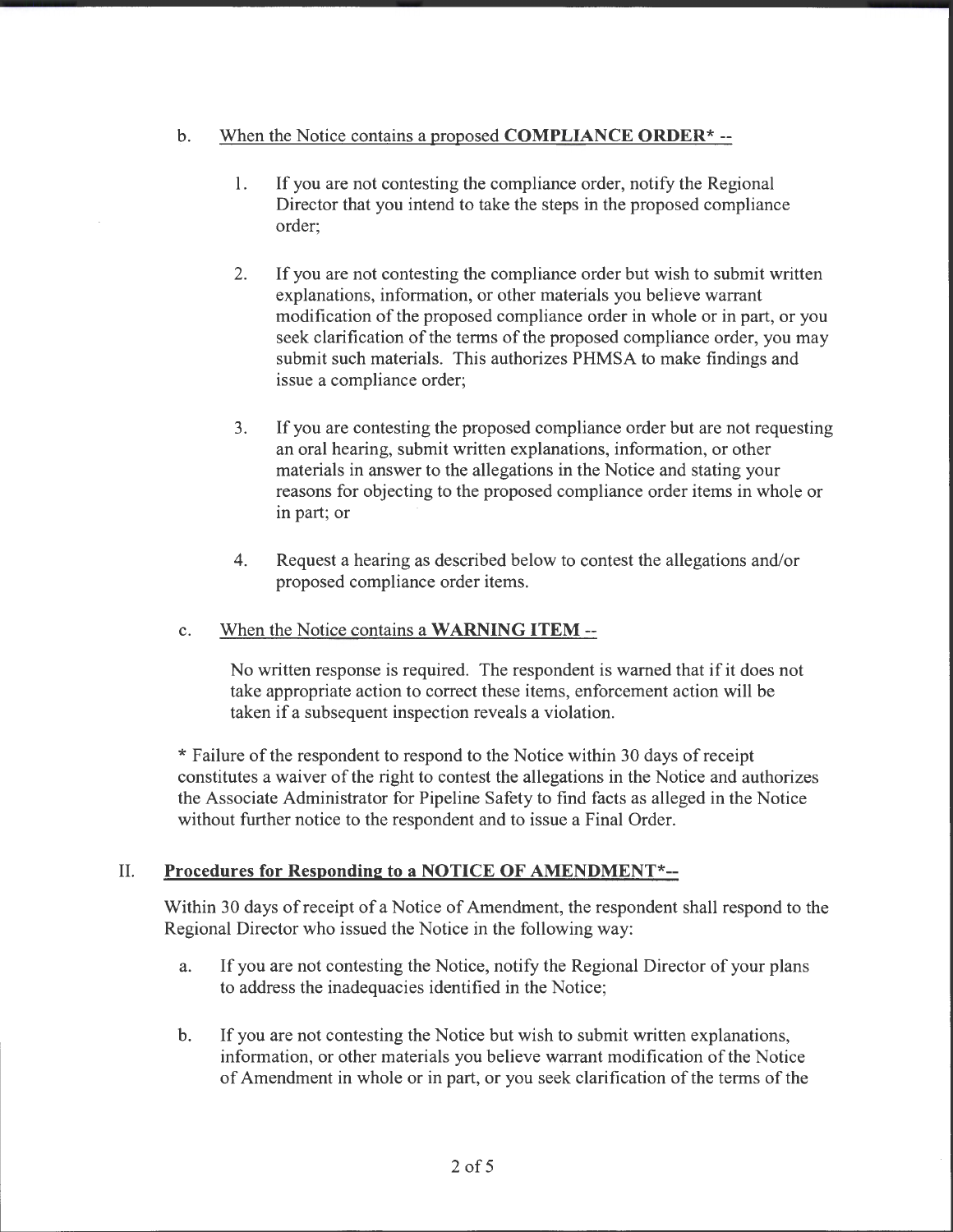b. <u>When the Notice contains a proposed **COMPLIANCE ORDER*** --</u>

   1. If you are not contesting the compliance order, notify the Regional Director that you intend to take the steps in the proposed compliance order;

   2. If you are not contesting the compliance order but wish to submit written explanations, information, or other materials you believe warrant modification of the proposed compliance order in whole or in part, or you seek clarification of the terms of the proposed compliance order, you may submit such materials. This authorizes PHMSA to make findings and issue a compliance order;

   3. If you are contesting the proposed compliance order but are not requesting an oral hearing, submit written explanations, information, or other materials in answer to the allegations in the Notice and stating your reasons for objecting to the proposed compliance order items in whole or in part; or

   4. Request a hearing as described below to contest the allegations and/or proposed compliance order items.

c. <u>When the Notice contains a **WARNING ITEM** --</u>

   No written response is required. The respondent is warned that if it does not take appropriate action to correct these items, enforcement action will be taken if a subsequent inspection reveals a violation.

* Failure of the respondent to respond to the Notice within 30 days of receipt constitutes a waiver of the right to contest the allegations in the Notice and authorizes the Associate Administrator for Pipeline Safety to find facts as alleged in the Notice without further notice to the respondent and to issue a Final Order.

## II. Procedures for Responding to a NOTICE OF AMENDMENT*--

Within 30 days of receipt of a Notice of Amendment, the respondent shall respond to the Regional Director who issued the Notice in the following way:

a. If you are not contesting the Notice, notify the Regional Director of your plans to address the inadequacies identified in the Notice;

b. If you are not contesting the Notice but wish to submit written explanations, information, or other materials you believe warrant modification of the Notice of Amendment in whole or in part, or you seek clarification of the terms of the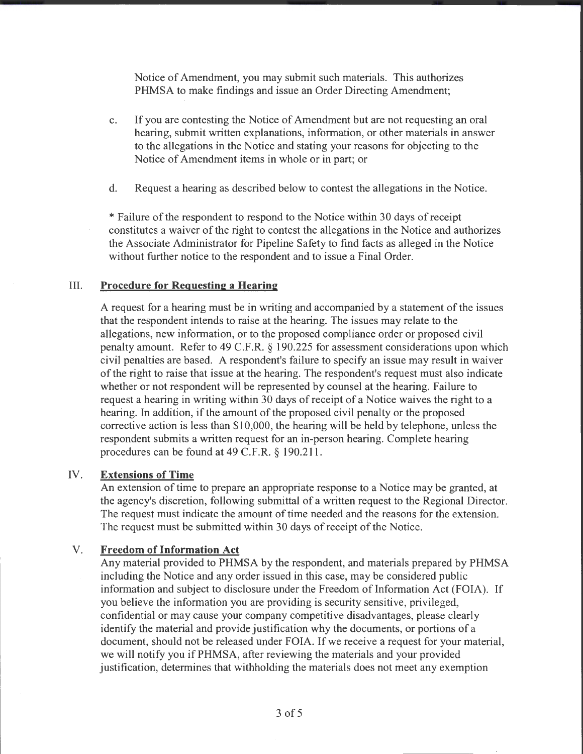Notice of Amendment, you may submit such materials. This authorizes PHMSA to make findings and issue an Order Directing Amendment;

c. If you are contesting the Notice of Amendment but are not requesting an oral hearing, submit written explanations, information, or other materials in answer to the allegations in the Notice and stating your reasons for objecting to the Notice of Amendment items in whole or in part; or

d. Request a hearing as described below to contest the allegations in the Notice.

* Failure of the respondent to respond to the Notice within 30 days of receipt constitutes a waiver of the right to contest the allegations in the Notice and authorizes the Associate Administrator for Pipeline Safety to find facts as alleged in the Notice without further notice to the respondent and to issue a Final Order.

## III. Procedure for Requesting a Hearing

A request for a hearing must be in writing and accompanied by a statement of the issues that the respondent intends to raise at the hearing. The issues may relate to the allegations, new information, or to the proposed compliance order or proposed civil penalty amount. Refer to 49 C.F.R. § 190.225 for assessment considerations upon which civil penalties are based. A respondent's failure to specify an issue may result in waiver of the right to raise that issue at the hearing. The respondent's request must also indicate whether or not respondent will be represented by counsel at the hearing. Failure to request a hearing in writing within 30 days of receipt of a Notice waives the right to a hearing. In addition, if the amount of the proposed civil penalty or the proposed corrective action is less than $10,000, the hearing will be held by telephone, unless the respondent submits a written request for an in-person hearing. Complete hearing procedures can be found at 49 C.F.R. § 190.211.

## IV. Extensions of Time

An extension of time to prepare an appropriate response to a Notice may be granted, at the agency's discretion, following submittal of a written request to the Regional Director. The request must indicate the amount of time needed and the reasons for the extension. The request must be submitted within 30 days of receipt of the Notice.

## V. Freedom of Information Act

Any material provided to PHMSA by the respondent, and materials prepared by PHMSA including the Notice and any order issued in this case, may be considered public information and subject to disclosure under the Freedom of Information Act (FOIA). If you believe the information you are providing is security sensitive, privileged, confidential or may cause your company competitive disadvantages, please clearly identify the material and provide justification why the documents, or portions of a document, should not be released under FOIA. If we receive a request for your material, we will notify you if PHMSA, after reviewing the materials and your provided justification, determines that withholding the materials does not meet any exemption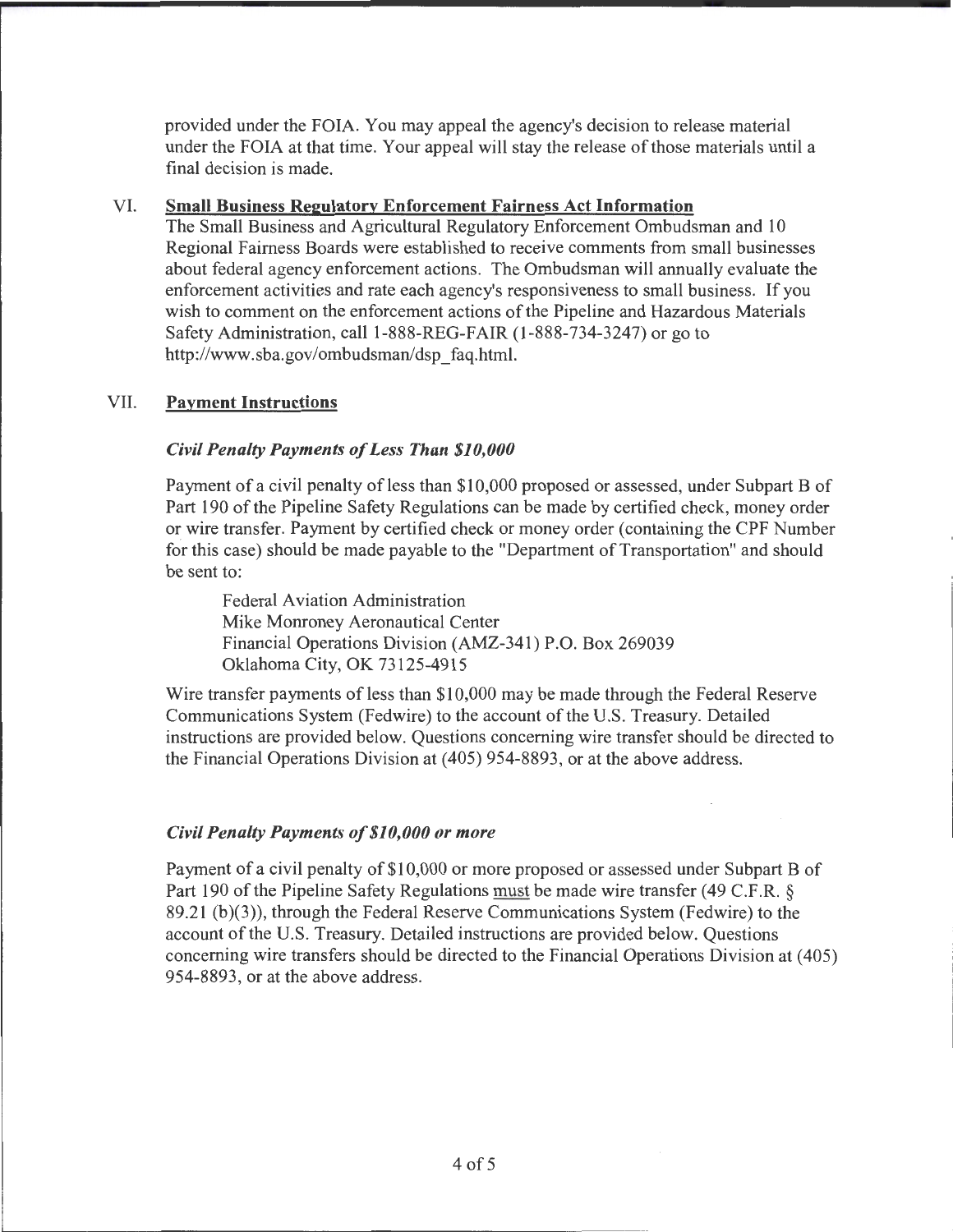provided under the FOIA. You may appeal the agency's decision to release material under the FOIA at that time. Your appeal will stay the release of those materials until a final decision is made.

## VI. Small Business Regulatory Enforcement Fairness Act Information

The Small Business and Agricultural Regulatory Enforcement Ombudsman and 10 Regional Fairness Boards were established to receive comments from small businesses about federal agency enforcement actions. The Ombudsman will annually evaluate the enforcement activities and rate each agency's responsiveness to small business. If you wish to comment on the enforcement actions of the Pipeline and Hazardous Materials Safety Administration, call 1-888-REG-FAIR (1-888-734-3247) or go to http://www.sba.gov/ombudsman/dsp_faq.html.

## VII. Payment Instructions

### *Civil Penalty Payments of Less Than $10,000*

Payment of a civil penalty of less than $10,000 proposed or assessed, under Subpart B of Part 190 of the Pipeline Safety Regulations can be made by certified check, money order or wire transfer. Payment by certified check or money order (containing the CPF Number for this case) should be made payable to the "Department of Transportation" and should be sent to:

Federal Aviation Administration
Mike Monroney Aeronautical Center
Financial Operations Division (AMZ-341) P.O. Box 269039
Oklahoma City, OK 73125-4915

Wire transfer payments of less than $10,000 may be made through the Federal Reserve Communications System (Fedwire) to the account of the U.S. Treasury. Detailed instructions are provided below. Questions concerning wire transfer should be directed to the Financial Operations Division at (405) 954-8893, or at the above address.

### *Civil Penalty Payments of $10,000 or more*

Payment of a civil penalty of $10,000 or more proposed or assessed under Subpart B of Part 190 of the Pipeline Safety Regulations must be made wire transfer (49 C.F.R. § 89.21 (b)(3)), through the Federal Reserve Communications System (Fedwire) to the account of the U.S. Treasury. Detailed instructions are provided below. Questions concerning wire transfers should be directed to the Financial Operations Division at (405) 954-8893, or at the above address.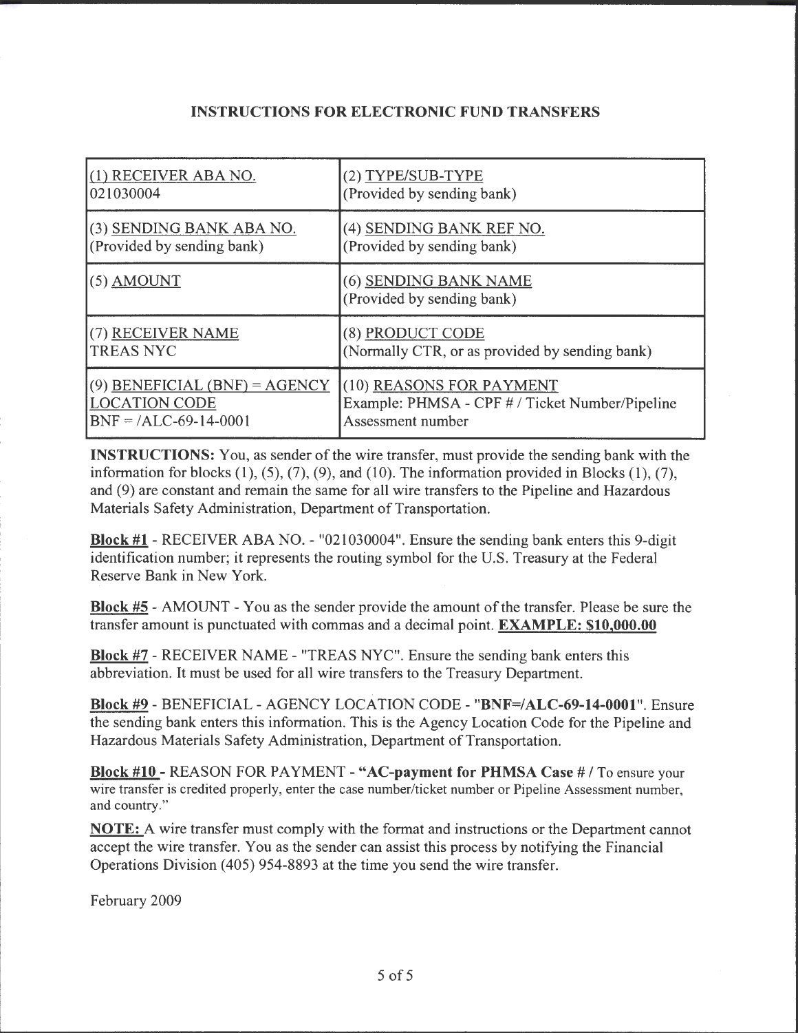## INSTRUCTIONS FOR ELECTRONIC FUND TRANSFERS

| | |
|---|---|
| (1) RECEIVER ABA NO.<br>021030004 | (2) TYPE/SUB-TYPE<br>(Provided by sending bank) |
| (3) SENDING BANK ABA NO.<br>(Provided by sending bank) | (4) SENDING BANK REF NO.<br>(Provided by sending bank) |
| (5) AMOUNT | (6) SENDING BANK NAME<br>(Provided by sending bank) |
| (7) RECEIVER NAME<br>TREAS NYC | (8) PRODUCT CODE<br>(Normally CTR, or as provided by sending bank) |
| (9) BENEFICIAL (BNF) = AGENCY LOCATION CODE<br>BNF = /ALC-69-14-0001 | (10) REASONS FOR PAYMENT<br>Example: PHMSA - CPF # / Ticket Number/Pipeline Assessment number |

**INSTRUCTIONS:** You, as sender of the wire transfer, must provide the sending bank with the information for blocks (1), (5), (7), (9), and (10). The information provided in Blocks (1), (7), and (9) are constant and remain the same for all wire transfers to the Pipeline and Hazardous Materials Safety Administration, Department of Transportation.

**Block #1** - RECEIVER ABA NO. - "021030004". Ensure the sending bank enters this 9-digit identification number; it represents the routing symbol for the U.S. Treasury at the Federal Reserve Bank in New York.

**Block #5** - AMOUNT - You as the sender provide the amount of the transfer. Please be sure the transfer amount is punctuated with commas and a decimal point. **EXAMPLE: $10,000.00**

**Block #7** - RECEIVER NAME - "TREAS NYC". Ensure the sending bank enters this abbreviation. It must be used for all wire transfers to the Treasury Department.

**Block #9** - BENEFICIAL - AGENCY LOCATION CODE - "**BNF=/ALC-69-14-0001**". Ensure the sending bank enters this information. This is the Agency Location Code for the Pipeline and Hazardous Materials Safety Administration, Department of Transportation.

**Block #10** - REASON FOR PAYMENT - **"AC-payment for PHMSA Case # /** To ensure your wire transfer is credited properly, enter the case number/ticket number or Pipeline Assessment number, and country."

**NOTE:** A wire transfer must comply with the format and instructions or the Department cannot accept the wire transfer. You as the sender can assist this process by notifying the Financial Operations Division (405) 954-8893 at the time you send the wire transfer.

February 2009